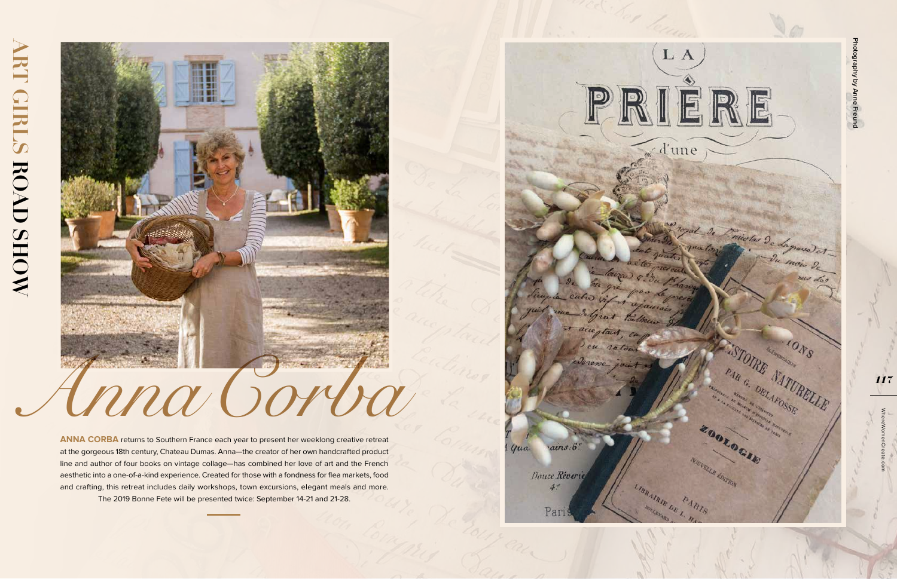# Anna Corba

**ANNA CORBA** returns to Southern France each year to present her weeklong creative retreat at the gorgeous 18th century, Chateau Dumas. Anna—the creator of her own handcrafted product line and author of four books on vintage collage—has combined her love of art and the French aesthetic into a one-of-a-kind experience. Created for those with a fondness for flea markets, food and crafting, this retreat includes daily workshops, town excursions, elegant meals and more. The 2019 Bonne Fete will be presented twice: September 14-21 and 21-28.

Photography by Anne Freund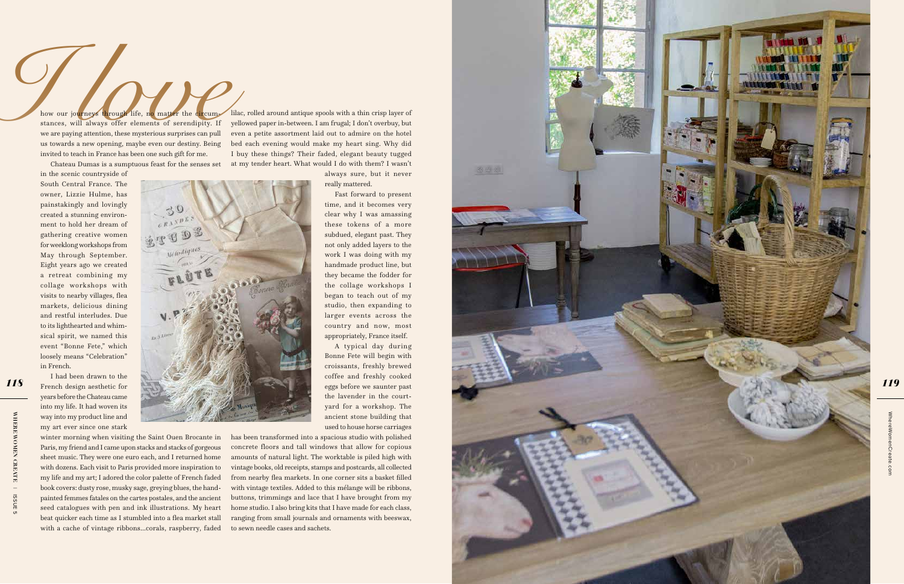*I love* how our journeys through life, no matter the circumstances, will always offer elements of serendipity. If we are paying attention, these mysterious surprises can pull us towards a new opening, maybe even our destiny. Being invited to teach in France has been one such gift for me.

Chateau Dumas is a sumptuous feast for the senses set in the scenic countryside of South Central France. The owner, Lizzie Hulme, has painstakingly and lovingly created a stunning environment to hold her dream of gathering creative women for weeklong workshops from May through September. Eight years ago we created a retreat combining my collage workshops with visits to nearby villages, flea markets, delicious dining and restful interludes. Due to its lighthearted and whimsical spirit, we named this event "Bonne Fete," which loosely means "Celebration" in French.

I had been drawn to the French design aesthetic for years before the Chateau came into my life. It had woven its way into my product line and my art ever since one stark winter morning when visiting the Saint Ouen Brocante in Paris, my friend and I came upon stacks and stacks of gorgeous sheet music. They were one euro each, and I returned home with dozens. Each visit to Paris provided more inspiration to my life and my art; I adored the color palette of French faded book covers: dusty rose, musky sage, greying blues, the hand-painted femmes fatales on the cartes postales, and the ancient seed catalogues with pen and ink illustrations. My heart beat quicker each time as I stumbled into a flea market stall with a cache of vintage ribbons...corals, raspberry, faded lilac, rolled around antique spools with a thin crisp layer of yellowed paper in-between. I am frugal; I don't overbuy, but even a petite assortment laid out to admire on the hotel bed each evening would make my heart sing. Why did I buy these things? Their faded, elegant beauty tugged at my tender heart. What would I do with them? I wasn't always sure, but it never really mattered.

Fast forward to present time, and it becomes very clear why I was amassing these tokens of a more subdued, elegant past. They not only added layers to the work I was doing with my handmade product line, but they became the fodder for the collage workshops I began to teach out of my studio, then expanding to larger events across the country and now, most appropriately, France itself.

A typical day during Bonne Fete will begin with croissants, freshly brewed coffee and freshly cooked eggs before we saunter past the lavender in the courtyard for a workshop. The ancient stone building that used to house horse carriages has been transformed into a spacious studio with polished concrete floors and tall windows that allow for copious amounts of natural light. The worktable is piled high with vintage books, old receipts, stamps and postcards, all collected from nearby flea markets. In one corner sits a basket filled with vintage textiles. Added to this mélange will be ribbons, buttons, trimmings and lace that I have brought from my home studio. I also bring kits that I have made for each class, ranging from small journals and ornaments with beeswax, to sewn needle cases and sachets.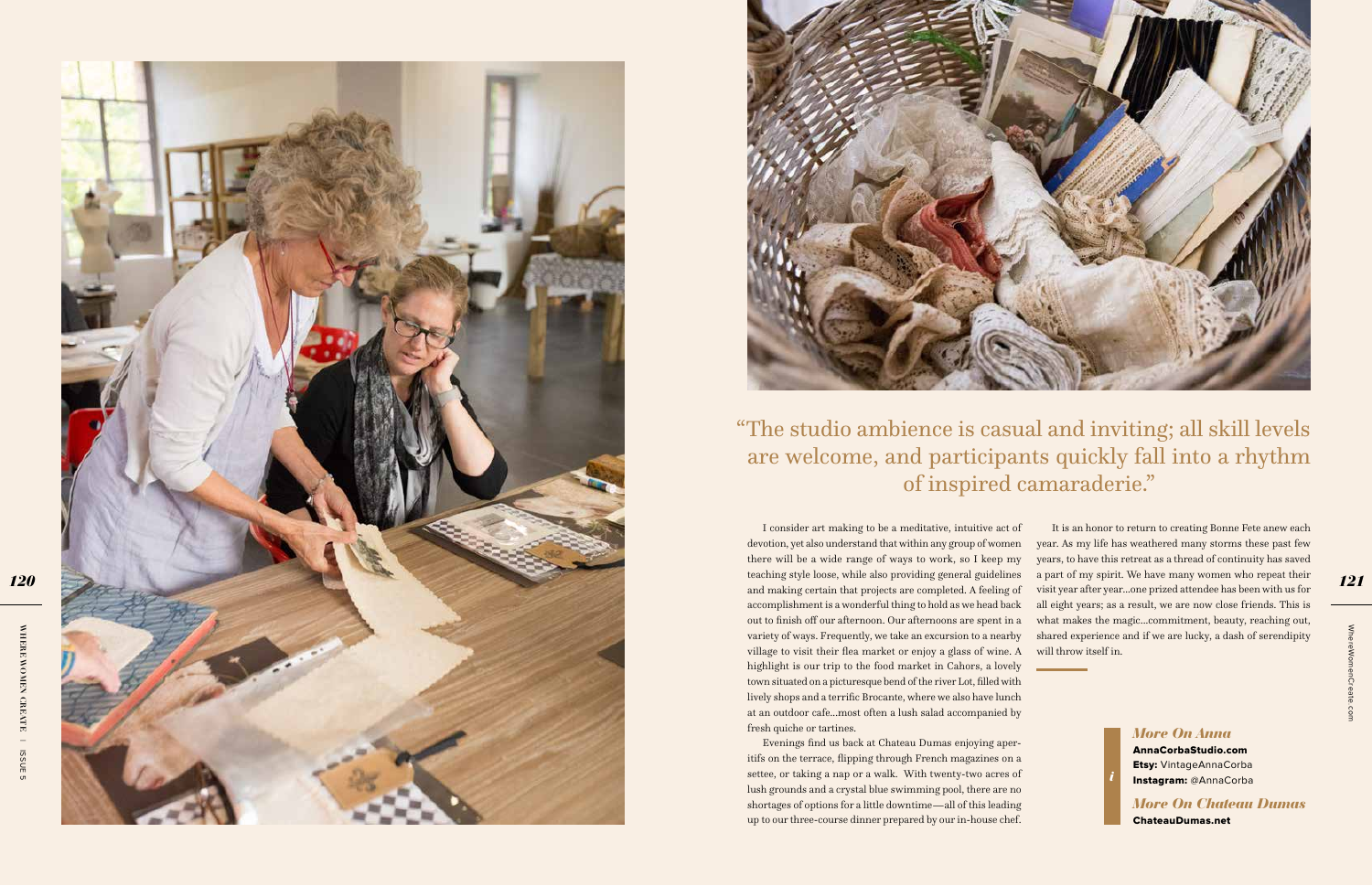"The studio ambience is casual and inviting; all skill levels are welcome, and participants quickly fall into a rhythm of inspired camaraderie."

I consider art making to be a meditative, intuitive act of devotion, yet also understand that within any group of women there will be a wide range of ways to work, so I keep my teaching style loose, while also providing general guidelines and making certain that projects are completed. A feeling of accomplishment is a wonderful thing to hold as we head back out to finish off our afternoon. Our afternoons are spent in a variety of ways. Frequently, we take an excursion to a nearby village to visit their flea market or enjoy a glass of wine. A highlight is our trip to the food market in Cahors, a lovely town situated on a picturesque bend of the river Lot, filled with lively shops and a terrific Brocante, where we also have lunch at an outdoor cafe...most often a lush salad accompanied by fresh quiche or tartines.

Evenings find us back at Chateau Dumas enjoying aperitifs on the terrace, flipping through French magazines on a settee, or taking a nap or a walk. With twenty-two acres of lush grounds and a crystal blue swimming pool, there are no shortages of options for a little downtime—all of this leading up to our three-course dinner prepared by our in-house chef.

It is an honor to return to creating Bonne Fete anew each year. As my life has weathered many storms these past few years, to have this retreat as a thread of continuity has saved a part of my spirit. We have many women who repeat their visit year after year...one prized attendee has been with us for all eight years; as a result, we are now close friends. This is what makes the magic...commitment, beauty, reaching out, shared experience and if we are lucky, a dash of serendipity will throw itself in.

*More On Anna*

**AnnaCorbaStudio.com**
**Etsy:** VintageAnnaCorba
**Instagram:** @AnnaCorba

*More On Chateau Dumas*

**ChateauDumas.net**